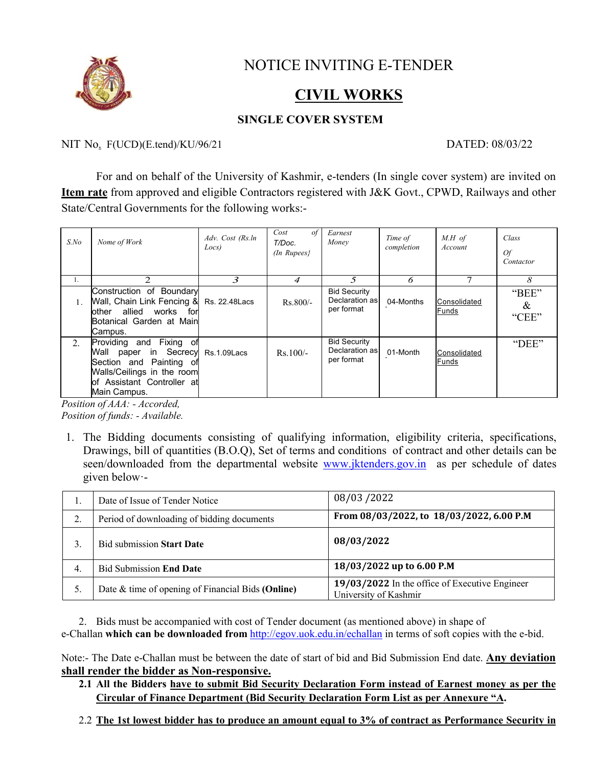# NOTICE INVITING E-TENDER

## <u>CIVIL WORKS</u>

### SINGLE COVER SYSTEM

NIT No. F(UCD)(E.tend)/KU/96/21 DATED: 08/03/22

For and on behalf of the University of Kashmir, e-tenders (In single cover system) are invited on **<u>Item rate</u>** from approved and eligible Contractors registered with J&K Govt., CPWD, Railways and other State/Central Governments for the following works:-

| *S.No* | *Nome of Work* | *Adv. Cost (Rs.ln Locs)* | *Cost of T/Doc. (In Rupees}* | *Earnest Money* | *Time of completion* | *M.H of Account* | *Class Of Contactor* |
|---|---|---|---|---|---|---|---|
| 1. | 2 | 3 | 4 | 5 | 6 | 7 | 8 |
| 1. | Construction of Boundary Wall, Chain Link Fencing & other allied works for Botanical Garden at Main Campus. | Rs. 22.48Lacs | Rs.800/- | Bid Security Declaration as per format | 04-Months | <u>Consolidated Funds</u> | "BEE" & "CEE" |
| 2. | Providing and Fixing of Wall paper in Secrecy Section and Painting of Walls/Ceilings in the room of Assistant Controller at Main Campus. | Rs.1.09Lacs | Rs.100/- | Bid Security Declaration as per format | 01-Month | <u>Consolidated Funds</u> | "DEE" |

*Position of AAA: - Accorded,*
*Position of funds: - Available.*

1. The Bidding documents consisting of qualifying information, eligibility criteria, specifications, Drawings, bill of quantities (B.O.Q), Set of terms and conditions of contract and other details can be seen/downloaded from the departmental website www.jktenders.gov.in as per schedule of dates given below·-

| 1. | Date of Issue of Tender Notice | 08/03 /2022 |
|---|---|---|
| 2. | Period of downloading of bidding documents | **From 08/03/2022, to 18/03/2022, 6.00 P.M** |
| 3. | Bid submission **Start Date** | **08/03/2022** |
| 4. | Bid Submission **End Date** | **18/03/2022 up to 6.00 P.M** |
| 5. | Date & time of opening of Financial Bids **(Online)** | **19/03/2022** In the office of Executive Engineer University of Kashmir |

2. Bids must be accompanied with cost of Tender document (as mentioned above) in shape of e-Challan **which can be downloaded from** http://egov.uok.edu.in/echallan in terms of soft copies with the e-bid.

Note:- The Date e-Challan must be between the date of start of bid and Bid Submission End date. **<u>Any deviation shall render the bidder as Non-responsive.</u>**

**2.1 All the Bidders <u>have to submit Bid Security Declaration Form instead of Earnest money as per the Circular of Finance Department (Bid Security Declaration Form List as per Annexure "A</u>.**

2.2 **<u>The 1st lowest bidder has to produce an amount equal to 3% of contract as Performance Security in</u>**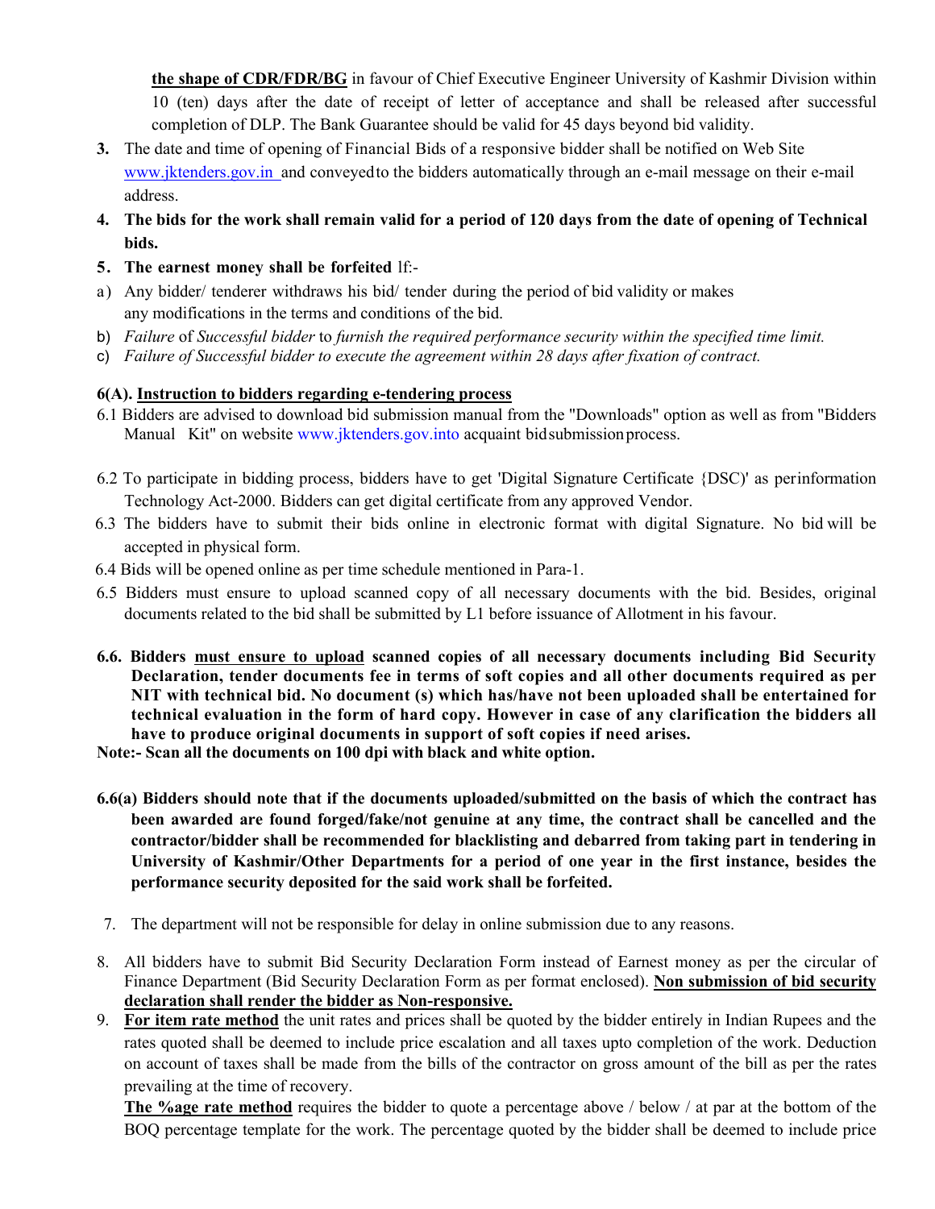**the shape of CDR/FDR/BG** in favour of Chief Executive Engineer University of Kashmir Division within 10 (ten) days after the date of receipt of letter of acceptance and shall be released after successful completion of DLP. The Bank Guarantee should be valid for 45 days beyond bid validity.

3. The date and time of opening of Financial Bids of a responsive bidder shall be notified on Web Site www.jktenders.gov.in and conveyed to the bidders automatically through an e-mail message on their e-mail address.
4. **The bids for the work shall remain valid for a period of 120 days from the date of opening of Technical bids.**
5. **The earnest money shall be forfeited** lf:-

a) Any bidder/ tenderer withdraws his bid/ tender during the period of bid validity or makes any modifications in the terms and conditions of the bid.

b) *Failure* of *Successful bidder* to *furnish the required performance security within the specified time limit.*

c) *Failure of Successful bidder to execute the agreement within 28 days after fixation of contract.*

**6(A). Instruction to bidders regarding e-tendering process**

6.1 Bidders are advised to download bid submission manual from the "Downloads" option as well as from "Bidders Manual Kit" on website www.jktenders.gov.into acquaint bid submission process.

6.2 To participate in bidding process, bidders have to get 'Digital Signature Certificate {DSC)' as per information Technology Act-2000. Bidders can get digital certificate from any approved Vendor.

6.3 The bidders have to submit their bids online in electronic format with digital Signature. No bid will be accepted in physical form.

6.4 Bids will be opened online as per time schedule mentioned in Para-1.

6.5 Bidders must ensure to upload scanned copy of all necessary documents with the bid. Besides, original documents related to the bid shall be submitted by L1 before issuance of Allotment in his favour.

**6.6. Bidders must ensure to upload scanned copies of all necessary documents including Bid Security Declaration, tender documents fee in terms of soft copies and all other documents required as per NIT with technical bid. No document (s) which has/have not been uploaded shall be entertained for technical evaluation in the form of hard copy. However in case of any clarification the bidders all have to produce original documents in support of soft copies if need arises.**

**Note:- Scan all the documents on 100 dpi with black and white option.**

**6.6(a) Bidders should note that if the documents uploaded/submitted on the basis of which the contract has been awarded are found forged/fake/not genuine at any time, the contract shall be cancelled and the contractor/bidder shall be recommended for blacklisting and debarred from taking part in tendering in University of Kashmir/Other Departments for a period of one year in the first instance, besides the performance security deposited for the said work shall be forfeited.**

7. The department will not be responsible for delay in online submission due to any reasons.
8. All bidders have to submit Bid Security Declaration Form instead of Earnest money as per the circular of Finance Department (Bid Security Declaration Form as per format enclosed). **Non submission of bid security declaration shall render the bidder as Non-responsive.**
9. **For item rate method** the unit rates and prices shall be quoted by the bidder entirely in Indian Rupees and the rates quoted shall be deemed to include price escalation and all taxes upto completion of the work. Deduction on account of taxes shall be made from the bills of the contractor on gross amount of the bill as per the rates prevailing at the time of recovery.

   **The %age rate method** requires the bidder to quote a percentage above / below / at par at the bottom of the BOQ percentage template for the work. The percentage quoted by the bidder shall be deemed to include price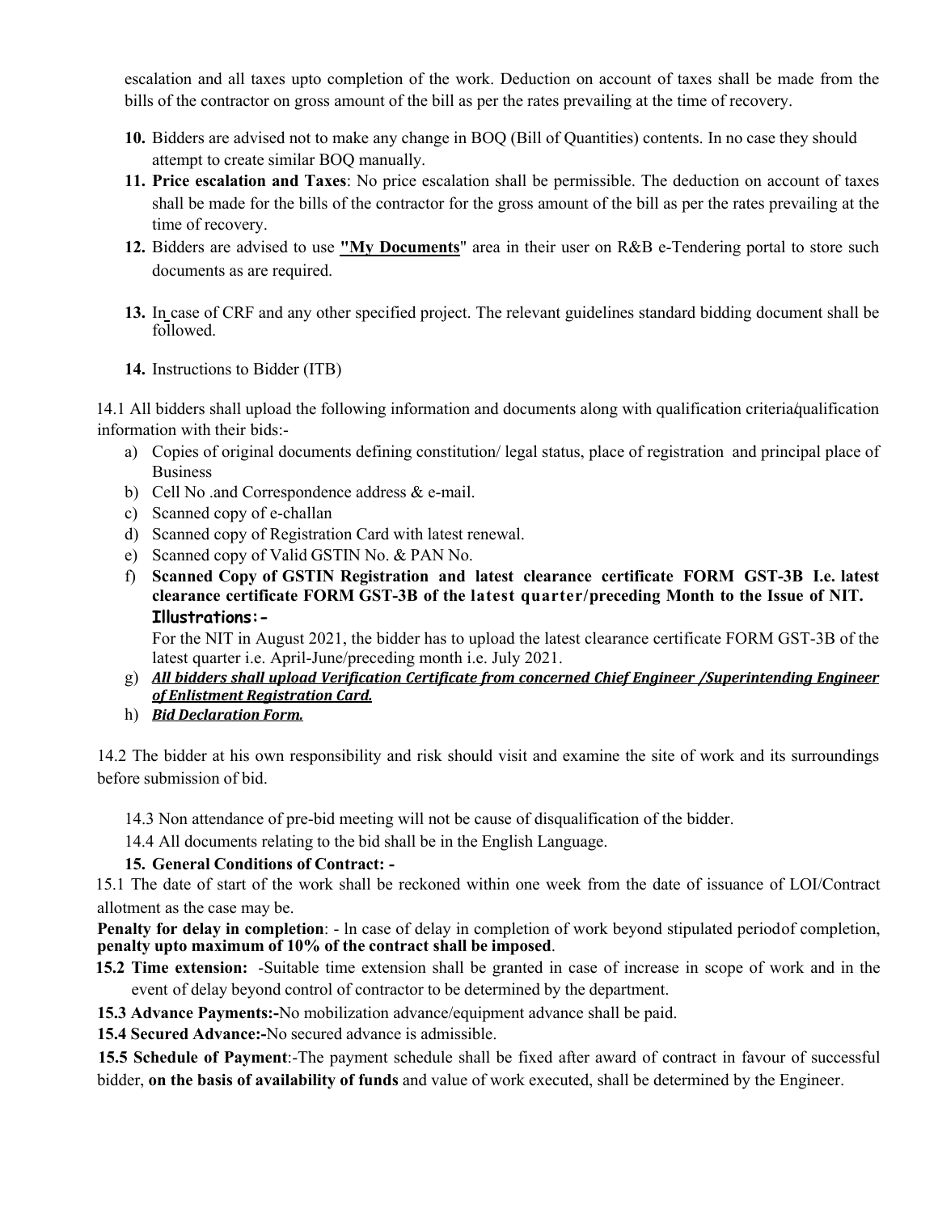escalation and all taxes upto completion of the work. Deduction on account of taxes shall be made from the bills of the contractor on gross amount of the bill as per the rates prevailing at the time of recovery.

10. Bidders are advised not to make any change in BOQ (Bill of Quantities) contents. In no case they should attempt to create similar BOQ manually.
11. **Price escalation and Taxes**: No price escalation shall be permissible. The deduction on account of taxes shall be made for the bills of the contractor for the gross amount of the bill as per the rates prevailing at the time of recovery.
12. Bidders are advised to use **"My Documents**" area in their user on R&B e-Tendering portal to store such documents as are required.
13. In case of CRF and any other specified project. The relevant guidelines standard bidding document shall be followed.
14. Instructions to Bidder (ITB)

14.1 All bidders shall upload the following information and documents along with qualification criteria/qualification information with their bids:-

a) Copies of original documents defining constitution/ legal status, place of registration and principal place of Business
b) Cell No .and Correspondence address & e-mail.
c) Scanned copy of e-challan
d) Scanned copy of Registration Card with latest renewal.
e) Scanned copy of Valid GSTIN No. & PAN No.
f) **Scanned Copy of GSTIN Registration and latest clearance certificate FORM GST-3B I.e. latest clearance certificate FORM GST-3B of the latest quarter/preceding Month to the Issue of NIT.**
   **Illustrations:-**
   For the NIT in August 2021, the bidder has to upload the latest clearance certificate FORM GST-3B of the latest quarter i.e. April-June/preceding month i.e. July 2021.
g) ***All bidders shall upload Verification Certificate from concerned Chief Engineer /Superintending Engineer of Enlistment Registration Card.***
h) ***Bid Declaration Form.***

14.2 The bidder at his own responsibility and risk should visit and examine the site of work and its surroundings before submission of bid.

14.3 Non attendance of pre-bid meeting will not be cause of disqualification of the bidder.

14.4 All documents relating to the bid shall be in the English Language.

**15. General Conditions of Contract: -**

15.1 The date of start of the work shall be reckoned within one week from the date of issuance of LOI/Contract allotment as the case may be.

**Penalty for delay in completion**: - In case of delay in completion of work beyond stipulated period of completion, **penalty upto maximum of 10% of the contract shall be imposed**.

**15.2 Time extension:** -Suitable time extension shall be granted in case of increase in scope of work and in the event of delay beyond control of contractor to be determined by the department.

**15.3 Advance Payments:-**No mobilization advance/equipment advance shall be paid.

**15.4 Secured Advance:-**No secured advance is admissible.

**15.5 Schedule of Payment**:-The payment schedule shall be fixed after award of contract in favour of successful bidder, **on the basis of availability of funds** and value of work executed, shall be determined by the Engineer.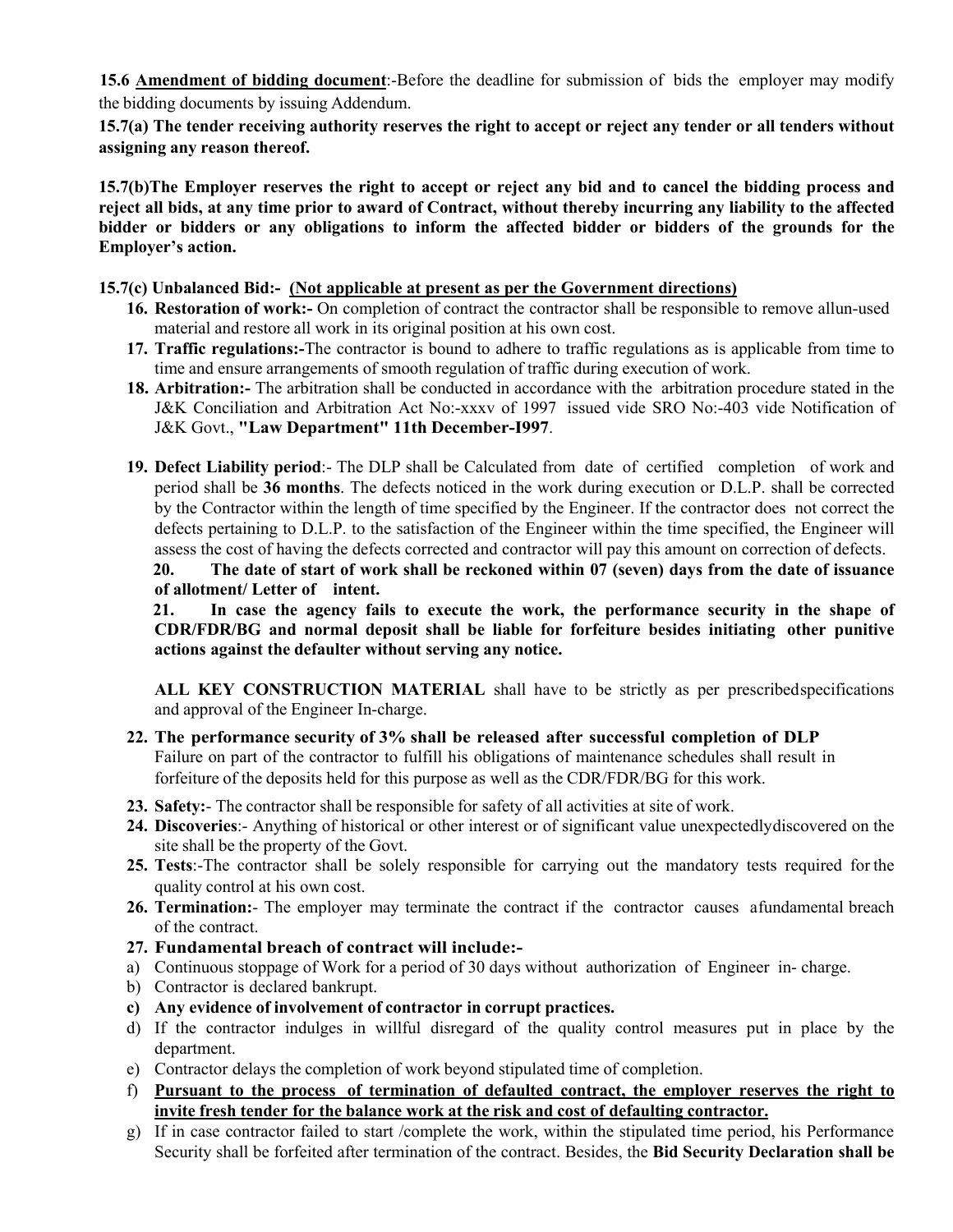**15.6 <u>Amendment of bidding document</u>**:-Before the deadline for submission of bids the employer may modify the bidding documents by issuing Addendum.

**15.7(a) The tender receiving authority reserves the right to accept or reject any tender or all tenders without assigning any reason thereof.**

**15.7(b)The Employer reserves the right to accept or reject any bid and to cancel the bidding process and reject all bids, at any time prior to award of Contract, without thereby incurring any liability to the affected bidder or bidders or any obligations to inform the affected bidder or bidders of the grounds for the Employer's action.**

**15.7(c) Unbalanced Bid:- <u>(Not applicable at present as per the Government directions)</u>**

16. **Restoration of work:-** On completion of contract the contractor shall be responsible to remove allun-used material and restore all work in its original position at his own cost.
17. **Traffic regulations:-**The contractor is bound to adhere to traffic regulations as is applicable from time to time and ensure arrangements of smooth regulation of traffic during execution of work.
18. **Arbitration:-** The arbitration shall be conducted in accordance with the arbitration procedure stated in the J&K Conciliation and Arbitration Act No:-xxxv of 1997 issued vide SRO No:-403 vide Notification of J&K Govt., **"Law Department" 11th December-I997**.
19. **Defect Liability period**:- The DLP shall be Calculated from date of certified completion of work and period shall be **36 months**. The defects noticed in the work during execution or D.L.P. shall be corrected by the Contractor within the length of time specified by the Engineer. If the contractor does not correct the defects pertaining to D.L.P. to the satisfaction of the Engineer within the time specified, the Engineer will assess the cost of having the defects corrected and contractor will pay this amount on correction of defects.
20. **The date of start of work shall be reckoned within 07 (seven) days from the date of issuance of allotment/ Letter of intent.**
21. **In case the agency fails to execute the work, the performance security in the shape of CDR/FDR/BG and normal deposit shall be liable for forfeiture besides initiating other punitive actions against the defaulter without serving any notice.**

    **ALL KEY CONSTRUCTION MATERIAL** shall have to be strictly as per prescribedspecifications and approval of the Engineer In-charge.

22. **The performance security of 3% shall be released after successful completion of DLP**
    Failure on part of the contractor to fulfill his obligations of maintenance schedules shall result in forfeiture of the deposits held for this purpose as well as the CDR/FDR/BG for this work.
23. **Safety:**- The contractor shall be responsible for safety of all activities at site of work.
24. **Discoveries**:- Anything of historical or other interest or of significant value unexpectedlydiscovered on the site shall be the property of the Govt.
25. **Tests**:-The contractor shall be solely responsible for carrying out the mandatory tests required for the quality control at his own cost.
26. **Termination:**- The employer may terminate the contract if the contractor causes afundamental breach of the contract.
27. **Fundamental breach of contract will include:-**

a) Continuous stoppage of Work for a period of 30 days without authorization of Engineer in- charge.
b) Contractor is declared bankrupt.
c) **Any evidence of involvement of contractor in corrupt practices.**
d) If the contractor indulges in willful disregard of the quality control measures put in place by the department.
e) Contractor delays the completion of work beyond stipulated time of completion.
f) **<u>Pursuant to the process of termination of defaulted contract, the employer reserves the right to invite fresh tender for the balance work at the risk and cost of defaulting contractor.</u>**
g) If in case contractor failed to start /complete the work, within the stipulated time period, his Performance Security shall be forfeited after termination of the contract. Besides, the **Bid Security Declaration shall be**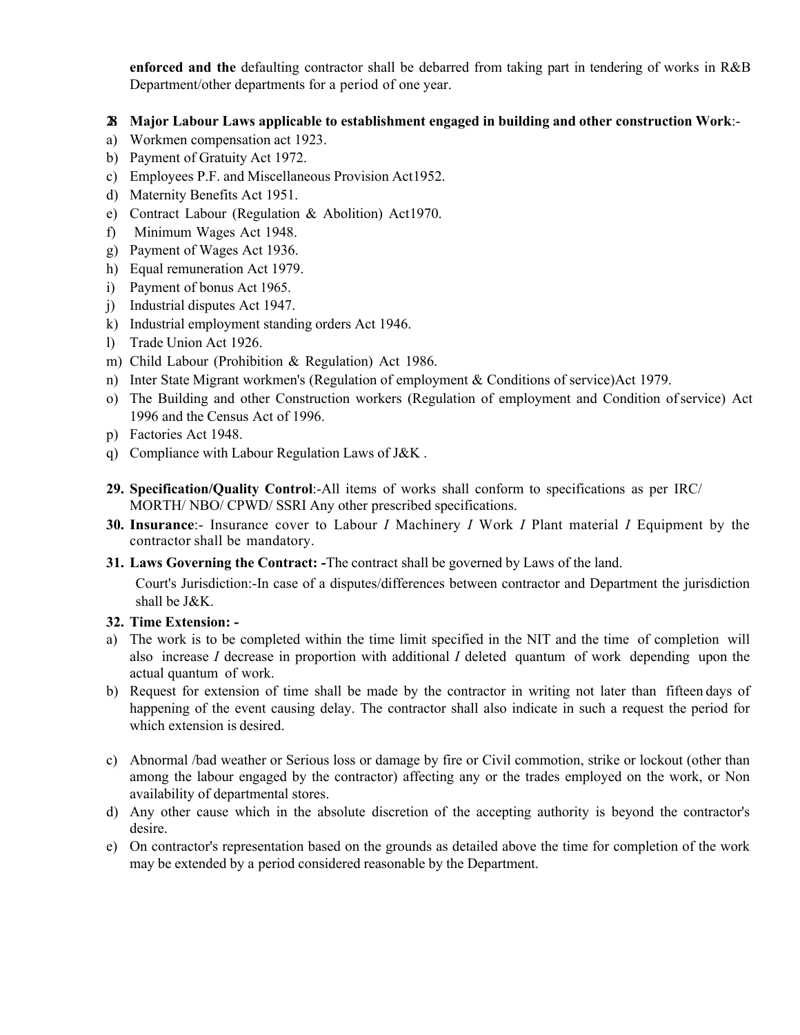**enforced and the** defaulting contractor shall be debarred from taking part in tendering of works in R&B Department/other departments for a period of one year.

**28 Major Labour Laws applicable to establishment engaged in building and other construction Work**:-

a) Workmen compensation act 1923.
b) Payment of Gratuity Act 1972.
c) Employees P.F. and Miscellaneous Provision Act1952.
d) Maternity Benefits Act 1951.
e) Contract Labour (Regulation & Abolition) Act1970.
f) Minimum Wages Act 1948.
g) Payment of Wages Act 1936.
h) Equal remuneration Act 1979.
i) Payment of bonus Act 1965.
j) Industrial disputes Act 1947.
k) Industrial employment standing orders Act 1946.
l) Trade Union Act 1926.
m) Child Labour (Prohibition & Regulation) Act 1986.
n) Inter State Migrant workmen's (Regulation of employment & Conditions of service)Act 1979.
o) The Building and other Construction workers (Regulation of employment and Condition of service) Act 1996 and the Census Act of 1996.
p) Factories Act 1948.
q) Compliance with Labour Regulation Laws of J&K .

**29. Specification/Quality Control**:-All items of works shall conform to specifications as per IRC/ MORTH/ NBO/ CPWD/ SSRI Any other prescribed specifications.

**30. Insurance**:- Insurance cover to Labour *I* Machinery *I* Work *I* Plant material *I* Equipment by the contractor shall be mandatory.

**31. Laws Governing the Contract: -**The contract shall be governed by Laws of the land.

Court's Jurisdiction:-In case of a disputes/differences between contractor and Department the jurisdiction shall be J&K.

**32. Time Extension: -**

a) The work is to be completed within the time limit specified in the NIT and the time of completion will also increase *I* decrease in proportion with additional *I* deleted quantum of work depending upon the actual quantum of work.
b) Request for extension of time shall be made by the contractor in writing not later than fifteen days of happening of the event causing delay. The contractor shall also indicate in such a request the period for which extension is desired.
c) Abnormal /bad weather or Serious loss or damage by fire or Civil commotion, strike or lockout (other than among the labour engaged by the contractor) affecting any or the trades employed on the work, or Non availability of departmental stores.
d) Any other cause which in the absolute discretion of the accepting authority is beyond the contractor's desire.
e) On contractor's representation based on the grounds as detailed above the time for completion of the work may be extended by a period considered reasonable by the Department.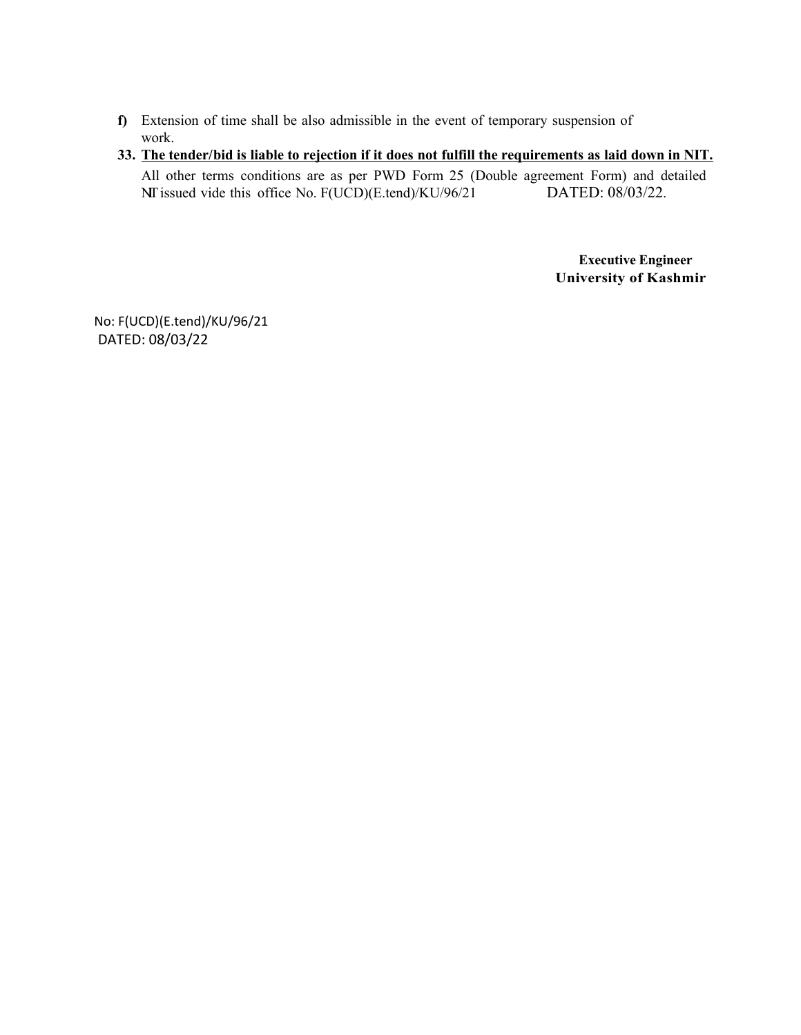**f)** Extension of time shall be also admissible in the event of temporary suspension of work.

**33. <u>The tender/bid is liable to rejection if it does not fulfill the requirements as laid down in NIT.</u>**

All other terms conditions are as per PWD Form 25 (Double agreement Form) and detailed NIT issued vide this office No. F(UCD)(E.tend)/KU/96/21 DATED: 08/03/22.

**Executive Engineer**
**University of Kashmir**

No: F(UCD)(E.tend)/KU/96/21
DATED: 08/03/22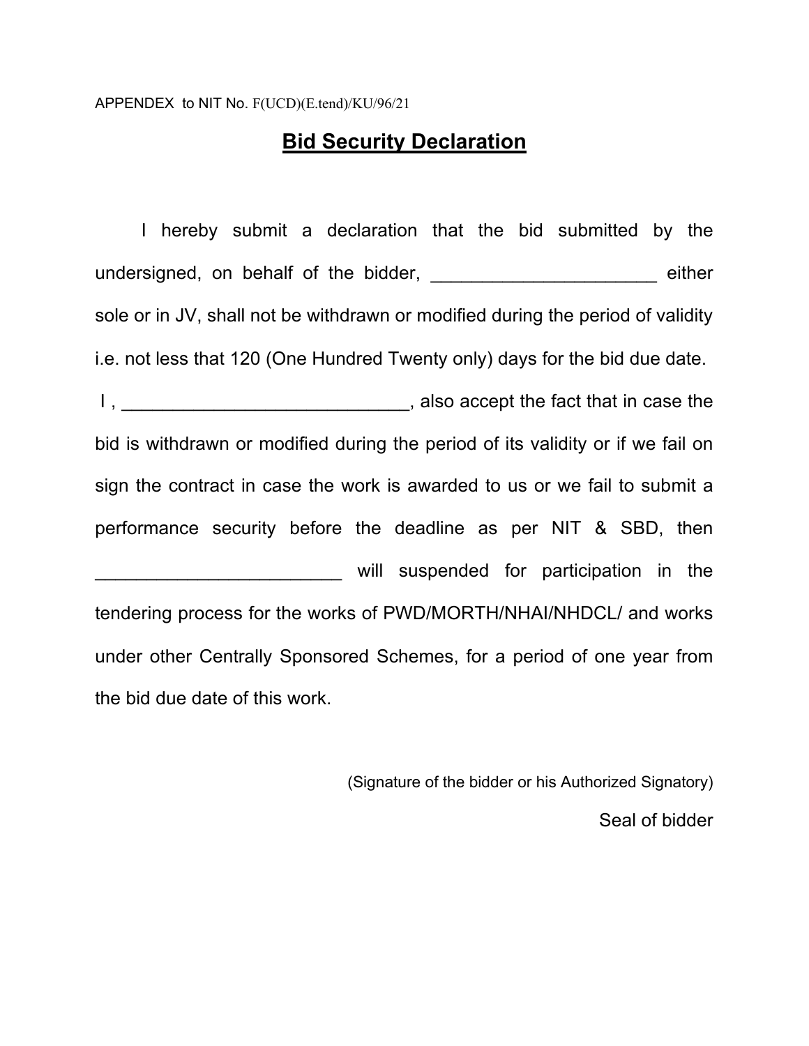APPENDEX to NIT No. F(UCD)(E.tend)/KU/96/21

# Bid Security Declaration

I hereby submit a declaration that the bid submitted by the undersigned, on behalf of the bidder, ______________________ either sole or in JV, shall not be withdrawn or modified during the period of validity i.e. not less that 120 (One Hundred Twenty only) days for the bid due date.

I , ____________________________, also accept the fact that in case the bid is withdrawn or modified during the period of its validity or if we fail on sign the contract in case the work is awarded to us or we fail to submit a performance security before the deadline as per NIT & SBD, then ________________________ will suspended for participation in the tendering process for the works of PWD/MORTH/NHAI/NHDCL/ and works under other Centrally Sponsored Schemes, for a period of one year from the bid due date of this work.

(Signature of the bidder or his Authorized Signatory)

Seal of bidder